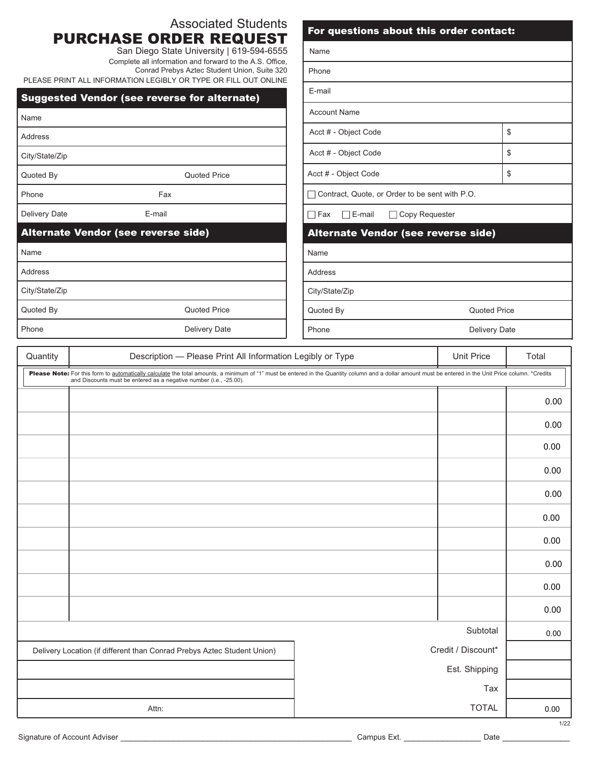Associated Students

# PURCHASE ORDER REQUEST

San Diego State University | 619-594-6555

Complete all information and forward to the A.S. Office, Conrad Prebys Aztec Student Union, Suite 320

PLEASE PRINT ALL INFORMATION LEGIBLY OR TYPE OR FILL OUT ONLINE

## Suggested Vendor (see reverse for alternate)

| | |
|---|---|
| Name | |
| Address | |
| City/State/Zip | |
| Quoted By | Quoted Price |
| Phone | Fax |
| Delivery Date | E-mail |

## Alternate Vendor (see reverse side)

| | |
|---|---|
| Name | |
| Address | |
| City/State/Zip | |
| Quoted By | Quoted Price |
| Phone | Delivery Date |

## For questions about this order contact:

| | |
|---|---|
| Name | |
| Phone | |
| E-mail | |
| Account Name | |
| Acct # - Object Code | $ |
| Acct # - Object Code | $ |
| Acct # - Object Code | $ |

☐ Contract, Quote, or Order to be sent with P.O.

☐ Fax ☐ E-mail ☐ Copy Requester

## Alternate Vendor (see reverse side)

| | |
|---|---|
| Name | |
| Address | |
| City/State/Zip | |
| Quoted By | Quoted Price |
| Phone | Delivery Date |

**Please Note:** For this form to automatically calculate the total amounts, a minimum of "1" must be entered in the Quantity column and a dollar amount must be entered in the Unit Price column. *Credits and Discounts must be entered as a negative number (i.e., -25.00).

| Quantity | Description — Please Print All Information Legibly or Type | Unit Price | Total |
|---|---|---|---|
| | | | 0.00 |
| | | | 0.00 |
| | | | 0.00 |
| | | | 0.00 |
| | | | 0.00 |
| | | | 0.00 |
| | | | 0.00 |
| | | | 0.00 |
| | | | 0.00 |
| | | | 0.00 |
| | | Subtotal | 0.00 |
| | | Credit / Discount* | |
| | | Est. Shipping | |
| | | Tax | |
| | | TOTAL | 0.00 |

| Delivery Location (if different than Conrad Prebys Aztec Student Union) |
|---|
| |
| |
| Attn: |

1/22

Signature of Account Adviser ____________________ Campus Ext. ____________ Date ____________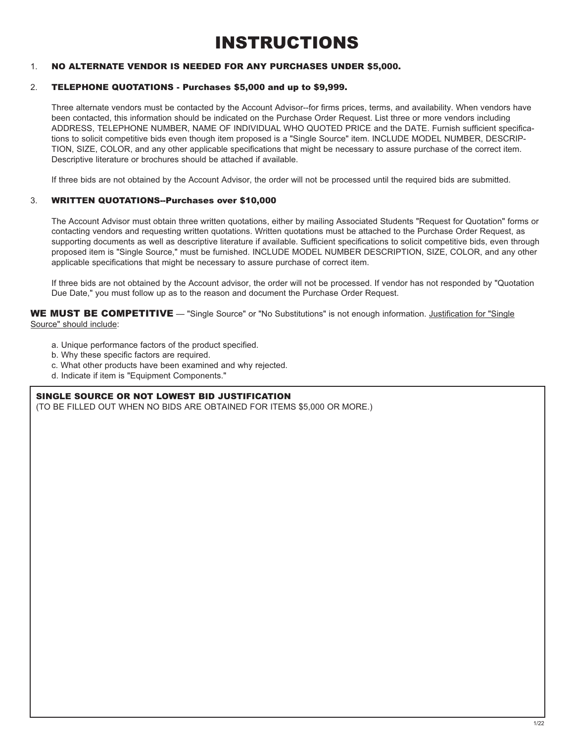# INSTRUCTIONS

1. **NO ALTERNATE VENDOR IS NEEDED FOR ANY PURCHASES UNDER $5,000.**

2. **TELEPHONE QUOTATIONS - Purchases $5,000 and up to $9,999.**

   Three alternate vendors must be contacted by the Account Advisor--for firms prices, terms, and availability. When vendors have been contacted, this information should be indicated on the Purchase Order Request. List three or more vendors including ADDRESS, TELEPHONE NUMBER, NAME OF INDIVIDUAL WHO QUOTED PRICE and the DATE. Furnish sufficient specifications to solicit competitive bids even though item proposed is a "Single Source" item. INCLUDE MODEL NUMBER, DESCRIPTION, SIZE, COLOR, and any other applicable specifications that might be necessary to assure purchase of the correct item. Descriptive literature or brochures should be attached if available.

   If three bids are not obtained by the Account Advisor, the order will not be processed until the required bids are submitted.

3. **WRITTEN QUOTATIONS--Purchases over $10,000**

   The Account Advisor must obtain three written quotations, either by mailing Associated Students "Request for Quotation" forms or contacting vendors and requesting written quotations. Written quotations must be attached to the Purchase Order Request, as supporting documents as well as descriptive literature if available. Sufficient specifications to solicit competitive bids, even through proposed item is "Single Source," must be furnished. INCLUDE MODEL NUMBER DESCRIPTION, SIZE, COLOR, and any other applicable specifications that might be necessary to assure purchase of correct item.

   If three bids are not obtained by the Account advisor, the order will not be processed. If vendor has not responded by "Quotation Due Date," you must follow up as to the reason and document the Purchase Order Request.

**WE MUST BE COMPETITIVE** — "Single Source" or "No Substitutions" is not enough information. Justification for "Single Source" should include:

a. Unique performance factors of the product specified.
b. Why these specific factors are required.
c. What other products have been examined and why rejected.
d. Indicate if item is "Equipment Components."

**SINGLE SOURCE OR NOT LOWEST BID JUSTIFICATION**
(TO BE FILLED OUT WHEN NO BIDS ARE OBTAINED FOR ITEMS $5,000 OR MORE.)